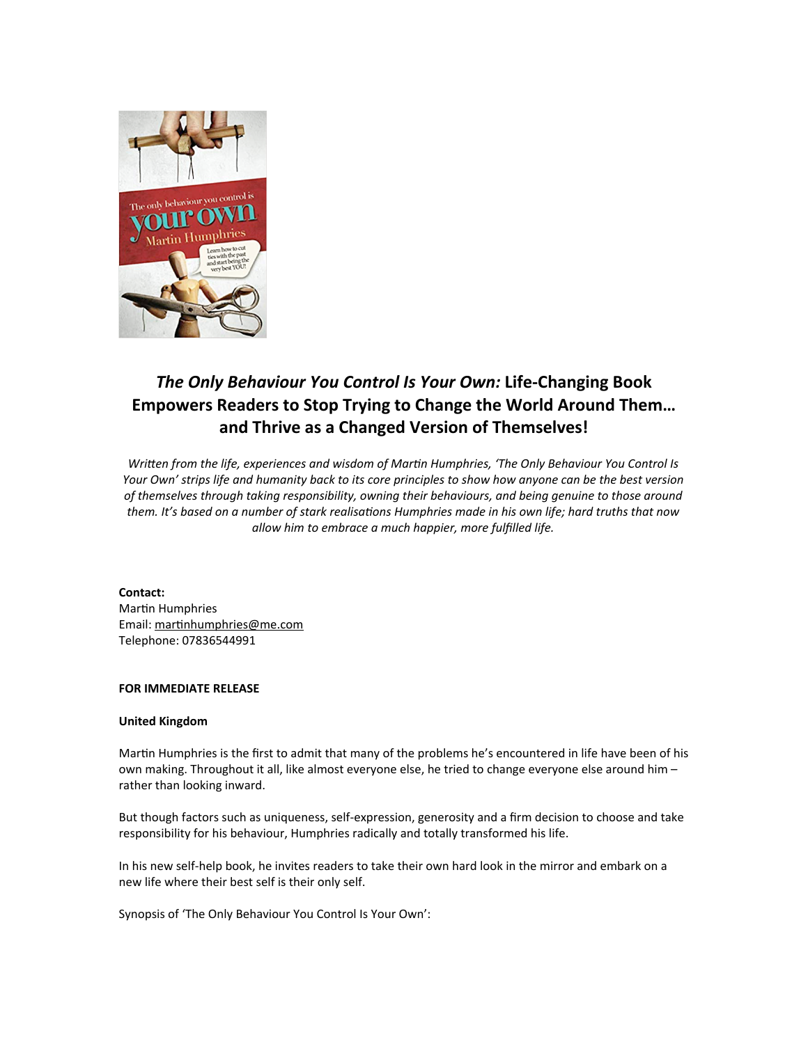# *The Only Behaviour You Control Is Your Own:* Life-Changing Book Empowers Readers to Stop Trying to Change the World Around Them… and Thrive as a Changed Version of Themselves!

*Written from the life, experiences and wisdom of Martin Humphries, 'The Only Behaviour You Control Is Your Own' strips life and humanity back to its core principles to show how anyone can be the best version of themselves through taking responsibility, owning their behaviours, and being genuine to those around them. It's based on a number of stark realisations Humphries made in his own life; hard truths that now allow him to embrace a much happier, more fulfilled life.*

**Contact:**
Martin Humphries
Email: martinhumphries@me.com
Telephone: 07836544991

**FOR IMMEDIATE RELEASE**

**United Kingdom**

Martin Humphries is the first to admit that many of the problems he's encountered in life have been of his own making. Throughout it all, like almost everyone else, he tried to change everyone else around him – rather than looking inward.

But though factors such as uniqueness, self-expression, generosity and a firm decision to choose and take responsibility for his behaviour, Humphries radically and totally transformed his life.

In his new self-help book, he invites readers to take their own hard look in the mirror and embark on a new life where their best self is their only self.

Synopsis of 'The Only Behaviour You Control Is Your Own':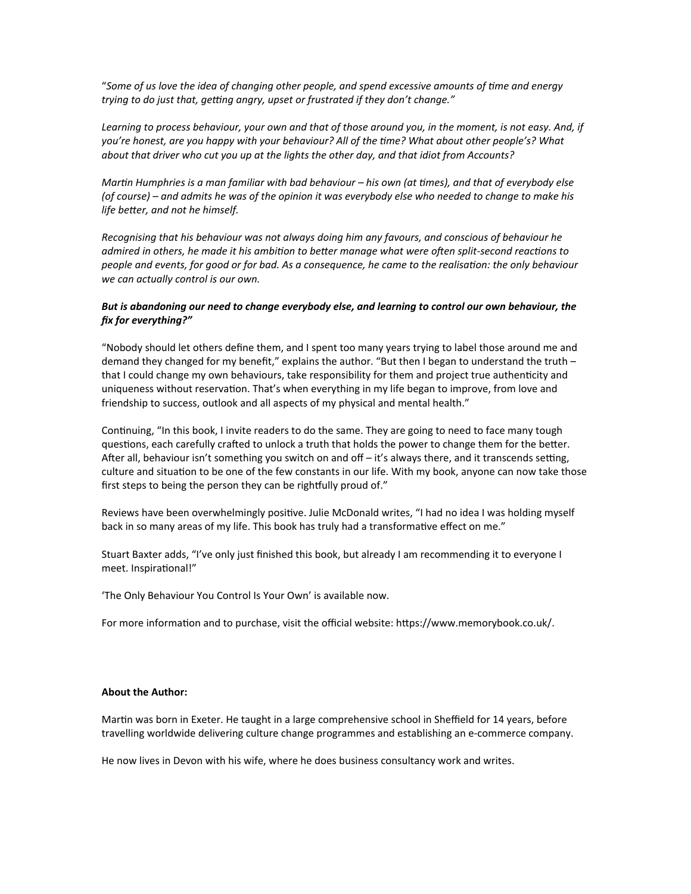*"Some of us love the idea of changing other people, and spend excessive amounts of time and energy trying to do just that, getting angry, upset or frustrated if they don't change."*

*Learning to process behaviour, your own and that of those around you, in the moment, is not easy. And, if you're honest, are you happy with your behaviour? All of the time? What about other people's? What about that driver who cut you up at the lights the other day, and that idiot from Accounts?*

*Martin Humphries is a man familiar with bad behaviour – his own (at times), and that of everybody else (of course) – and admits he was of the opinion it was everybody else who needed to change to make his life better, and not he himself.*

*Recognising that his behaviour was not always doing him any favours, and conscious of behaviour he admired in others, he made it his ambition to better manage what were often split-second reactions to people and events, for good or for bad. As a consequence, he came to the realisation: the only behaviour we can actually control is our own.*

***But is abandoning our need to change everybody else, and learning to control our own behaviour, the fix for everything?"***

"Nobody should let others define them, and I spent too many years trying to label those around me and demand they changed for my benefit," explains the author. "But then I began to understand the truth – that I could change my own behaviours, take responsibility for them and project true authenticity and uniqueness without reservation. That's when everything in my life began to improve, from love and friendship to success, outlook and all aspects of my physical and mental health."

Continuing, "In this book, I invite readers to do the same. They are going to need to face many tough questions, each carefully crafted to unlock a truth that holds the power to change them for the better. After all, behaviour isn't something you switch on and off – it's always there, and it transcends setting, culture and situation to be one of the few constants in our life. With my book, anyone can now take those first steps to being the person they can be rightfully proud of."

Reviews have been overwhelmingly positive. Julie McDonald writes, "I had no idea I was holding myself back in so many areas of my life. This book has truly had a transformative effect on me."

Stuart Baxter adds, "I've only just finished this book, but already I am recommending it to everyone I meet. Inspirational!"

'The Only Behaviour You Control Is Your Own' is available now.

For more information and to purchase, visit the official website: https://www.memorybook.co.uk/.

**About the Author:**

Martin was born in Exeter. He taught in a large comprehensive school in Sheffield for 14 years, before travelling worldwide delivering culture change programmes and establishing an e-commerce company.

He now lives in Devon with his wife, where he does business consultancy work and writes.